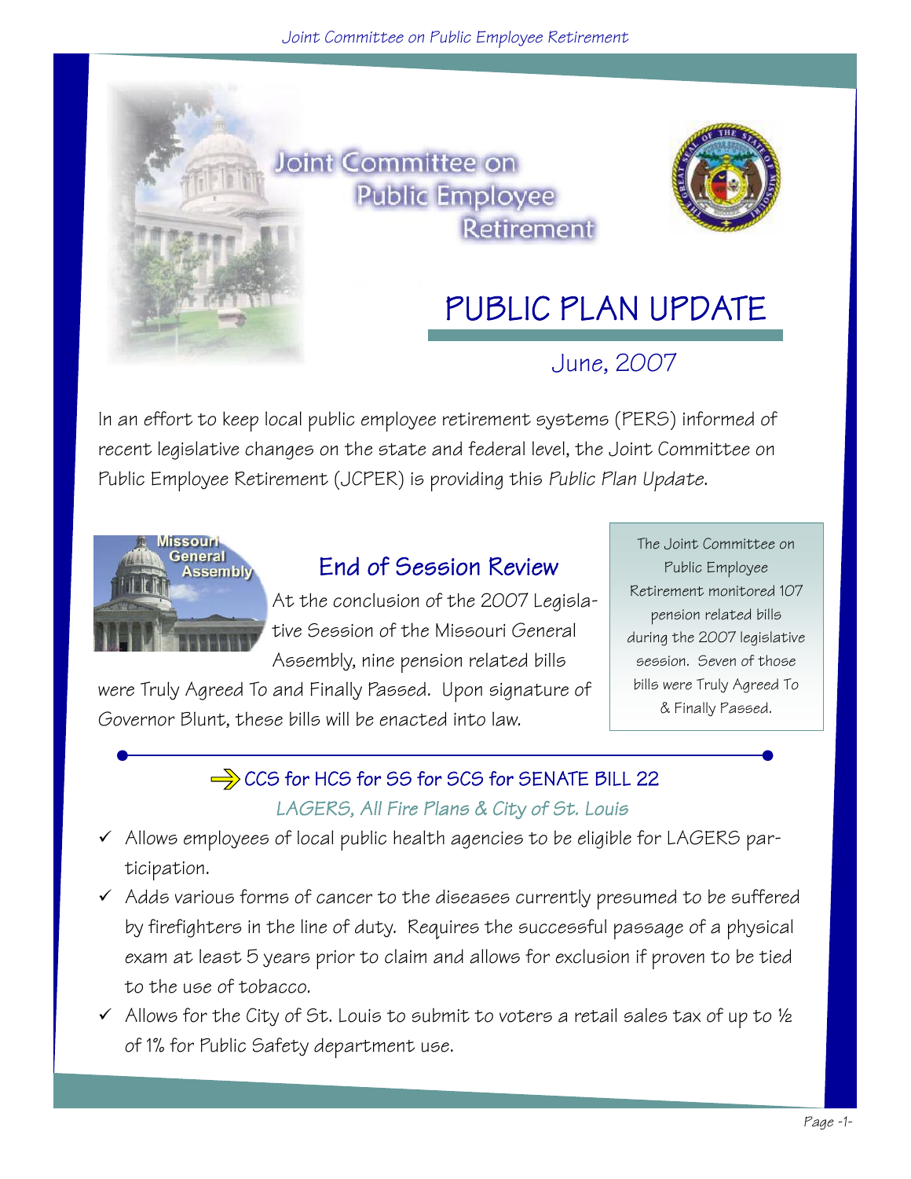# Joint Committee on Public Employee Retirement

## PUBLIC PLAN UPDATE

June, 2007

In an effort to keep local public employee retirement systems (PERS) informed of recent legislative changes on the state and federal level, the Joint Committee on Public Employee Retirement (JCPER) is providing this *Public Plan Update.*

## End of Session Review

At the conclusion of the 2007 Legislative Session of the Missouri General Assembly, nine pension related bills were Truly Agreed To and Finally Passed. Upon signature of Governor Blunt, these bills will be enacted into law.

The Joint Committee on Public Employee Retirement monitored 107 pension related bills during the 2007 legislative session. Seven of those bills were Truly Agreed To & Finally Passed.

---

### CCS for HCS for SS for SCS for SENATE BILL 22

*LAGERS, All Fire Plans & City of St. Louis*

- ✓ Allows employees of local public health agencies to be eligible for LAGERS participation.
- ✓ Adds various forms of cancer to the diseases currently presumed to be suffered by firefighters in the line of duty. Requires the successful passage of a physical exam at least 5 years prior to claim and allows for exclusion if proven to be tied to the use of tobacco.
- ✓ Allows for the City of St. Louis to submit to voters a retail sales tax of up to ½ of 1% for Public Safety department use.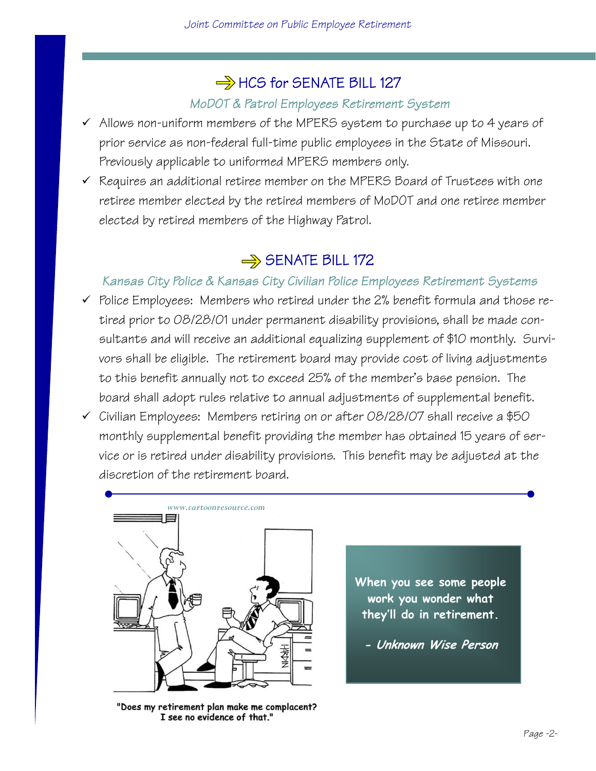## HCS for SENATE BILL 127

*MoDOT & Patrol Employees Retirement System*

- ✓ Allows non-uniform members of the MPERS system to purchase up to 4 years of prior service as non-federal full-time public employees in the State of Missouri. Previously applicable to uniformed MPERS members only.
- ✓ Requires an additional retiree member on the MPERS Board of Trustees with one retiree member elected by the retired members of MoDOT and one retiree member elected by retired members of the Highway Patrol.

## SENATE BILL 172

*Kansas City Police & Kansas City Civilian Police Employees Retirement Systems*

- ✓ Police Employees: Members who retired under the 2% benefit formula and those retired prior to 08/28/01 under permanent disability provisions, shall be made consultants and will receive an additional equalizing supplement of $10 monthly. Survivors shall be eligible. The retirement board may provide cost of living adjustments to this benefit annually not to exceed 25% of the member's base pension. The board shall adopt rules relative to annual adjustments of supplemental benefit.
- ✓ Civilian Employees: Members retiring on or after 08/28/07 shall receive a $50 monthly supplemental benefit providing the member has obtained 15 years of service or is retired under disability provisions. This benefit may be adjusted at the discretion of the retirement board.

www.cartoonresource.com

"Does my retirement plan make me complacent? I see no evidence of that."

**When you see some people work you wonder what they'll do in retirement.**

***- Unknown Wise Person***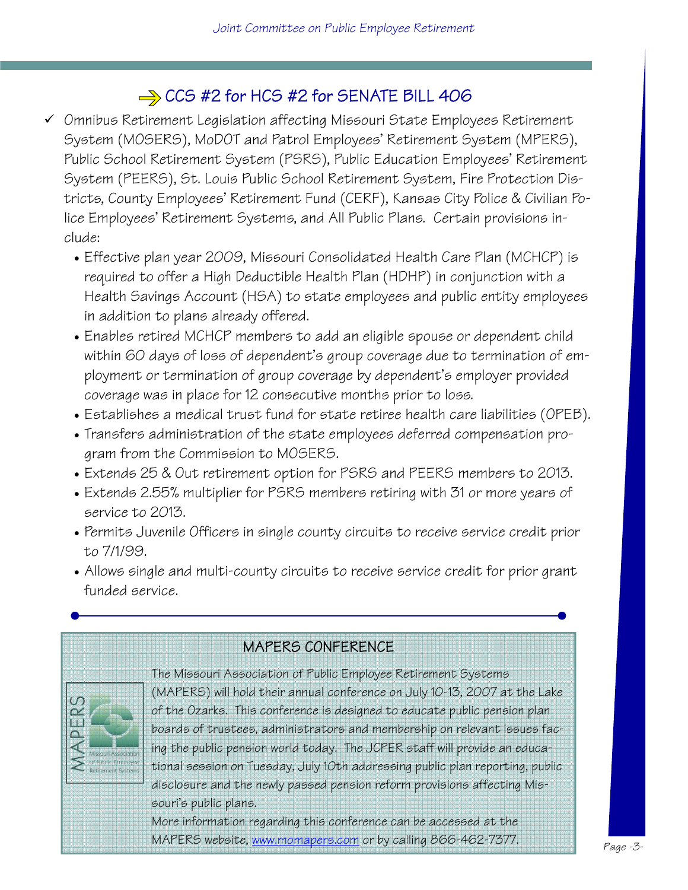## CCS #2 for HCS #2 for SENATE BILL 406

- Omnibus Retirement Legislation affecting Missouri State Employees Retirement System (MOSERS), MoDOT and Patrol Employees' Retirement System (MPERS), Public School Retirement System (PSRS), Public Education Employees' Retirement System (PEERS), St. Louis Public School Retirement System, Fire Protection Districts, County Employees' Retirement Fund (CERF), Kansas City Police & Civilian Police Employees' Retirement Systems, and All Public Plans. Certain provisions include:
  - Effective plan year 2009, Missouri Consolidated Health Care Plan (MCHCP) is required to offer a High Deductible Health Plan (HDHP) in conjunction with a Health Savings Account (HSA) to state employees and public entity employees in addition to plans already offered.
  - Enables retired MCHCP members to add an eligible spouse or dependent child within 60 days of loss of dependent's group coverage due to termination of employment or termination of group coverage by dependent's employer provided coverage was in place for 12 consecutive months prior to loss.
  - Establishes a medical trust fund for state retiree health care liabilities (OPEB).
  - Transfers administration of the state employees deferred compensation program from the Commission to MOSERS.
  - Extends 25 & Out retirement option for PSRS and PEERS members to 2013.
  - Extends 2.55% multiplier for PSRS members retiring with 31 or more years of service to 2013.
  - Permits Juvenile Officers in single county circuits to receive service credit prior to 7/1/99.
  - Allows single and multi-county circuits to receive service credit for prior grant funded service.

---

## MAPERS CONFERENCE

The Missouri Association of Public Employee Retirement Systems (MAPERS) will hold their annual conference on July 10-13, 2007 at the Lake of the Ozarks. This conference is designed to educate public pension plan boards of trustees, administrators and membership on relevant issues facing the public pension world today. The JCPER staff will provide an educational session on Tuesday, July 10th addressing public plan reporting, public disclosure and the newly passed pension reform provisions affecting Missouri's public plans.

More information regarding this conference can be accessed at the MAPERS website, www.momapers.com or by calling 866-462-7377.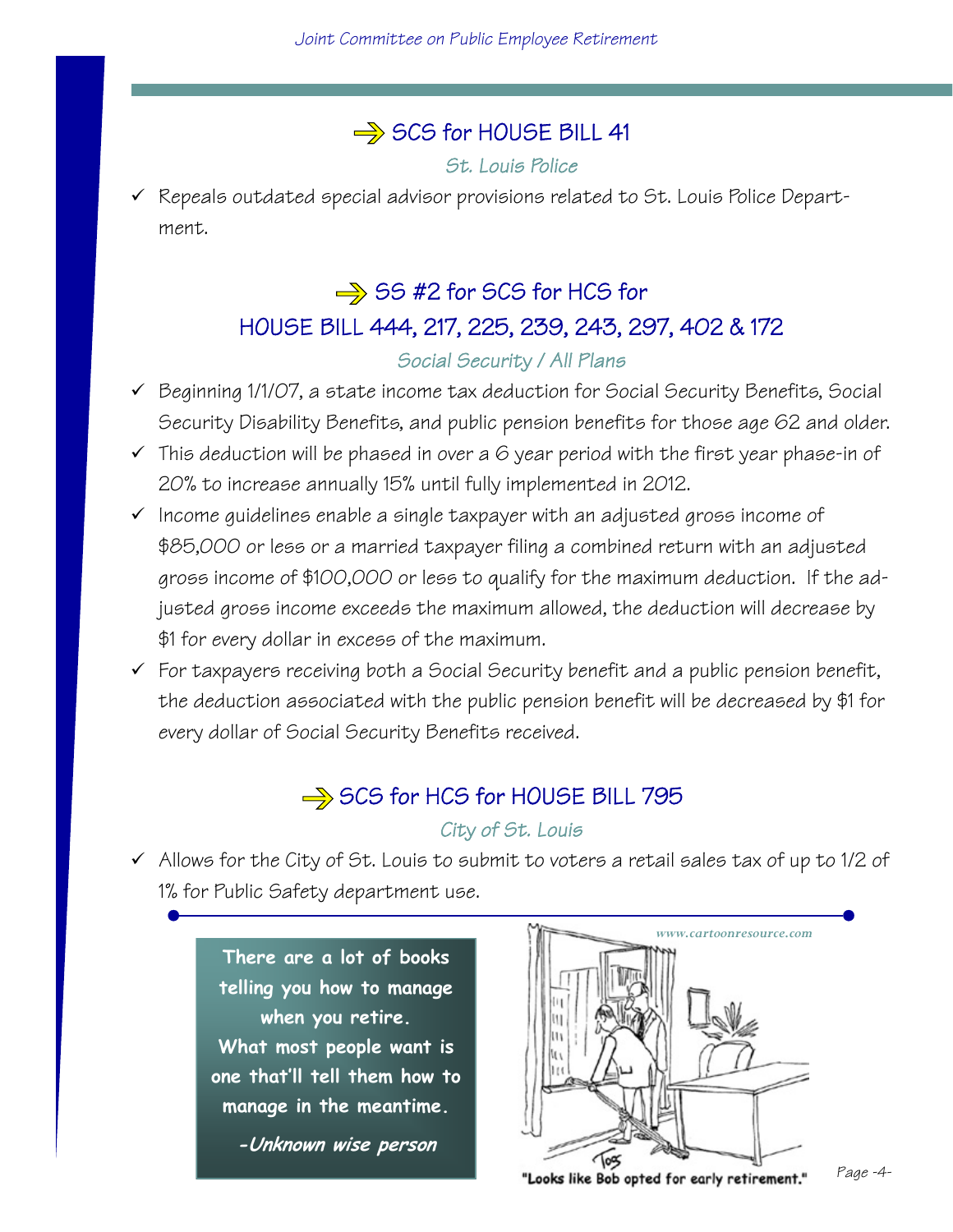## SCS for HOUSE BILL 41

*St. Louis Police*

- ✓ Repeals outdated special advisor provisions related to St. Louis Police Department.

## SS #2 for SCS for HCS for HOUSE BILL 444, 217, 225, 239, 243, 297, 402 & 172

*Social Security / All Plans*

- ✓ Beginning 1/1/07, a state income tax deduction for Social Security Benefits, Social Security Disability Benefits, and public pension benefits for those age 62 and older.
- ✓ This deduction will be phased in over a 6 year period with the first year phase-in of 20% to increase annually 15% until fully implemented in 2012.
- ✓ Income guidelines enable a single taxpayer with an adjusted gross income of $85,000 or less or a married taxpayer filing a combined return with an adjusted gross income of $100,000 or less to qualify for the maximum deduction. If the adjusted gross income exceeds the maximum allowed, the deduction will decrease by $1 for every dollar in excess of the maximum.
- ✓ For taxpayers receiving both a Social Security benefit and a public pension benefit, the deduction associated with the public pension benefit will be decreased by $1 for every dollar of Social Security Benefits received.

## SCS for HCS for HOUSE BILL 795

*City of St. Louis*

- ✓ Allows for the City of St. Louis to submit to voters a retail sales tax of up to 1/2 of 1% for Public Safety department use.

**There are a lot of books telling you how to manage when you retire. What most people want is one that'll tell them how to manage in the meantime.**

***-Unknown wise person***

www.cartoonresource.com

"Looks like Bob opted for early retirement."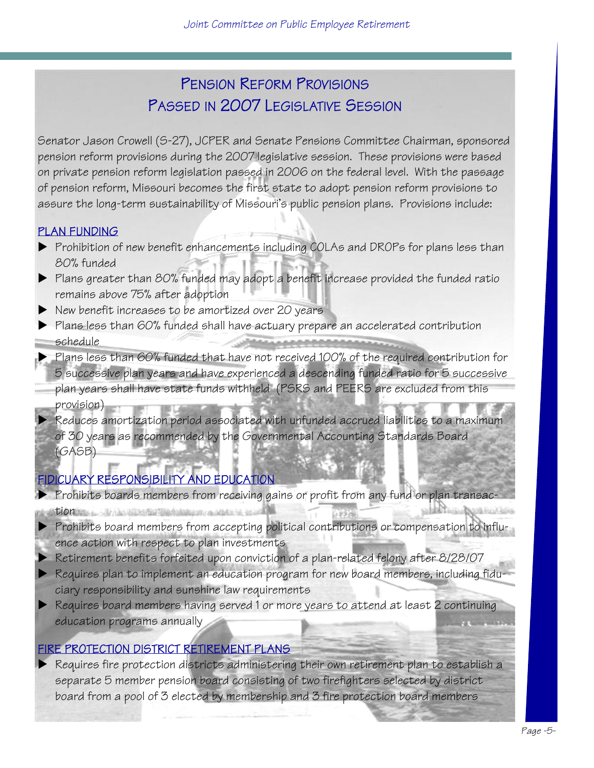# Pension Reform Provisions Passed in 2007 Legislative Session

Senator Jason Crowell (S-27), JCPER and Senate Pensions Committee Chairman, sponsored pension reform provisions during the 2007 legislative session. These provisions were based on private pension reform legislation passed in 2006 on the federal level. With the passage of pension reform, Missouri becomes the first state to adopt pension reform provisions to assure the long-term sustainability of Missouri's public pension plans. Provisions include:

## PLAN FUNDING

- Prohibition of new benefit enhancements including COLAs and DROPs for plans less than 80% funded
- Plans greater than 80% funded may adopt a benefit increase provided the funded ratio remains above 75% after adoption
- New benefit increases to be amortized over 20 years
- Plans less than 60% funded shall have actuary prepare an accelerated contribution schedule
- Plans less than 60% funded that have not received 100% of the required contribution for 5 successive plan years and have experienced a descending funded ratio for 5 successive plan years shall have state funds withheld (PSRS and PEERS are excluded from this provision)
- Reduces amortization period associated with unfunded accrued liabilities to a maximum of 30 years as recommended by the Governmental Accounting Standards Board (GASB)

## FIDUCIARY RESPONSIBILITY AND EDUCATION

- Prohibits boards members from receiving gains or profit from any fund or plan transaction
- Prohibits board members from accepting political contributions or compensation to influence action with respect to plan investments
- Retirement benefits forfeited upon conviction of a plan-related felony after 8/28/07
- Requires plan to implement an education program for new board members, including fiduciary responsibility and sunshine law requirements
- Requires board members having served 1 or more years to attend at least 2 continuing education programs annually

## FIRE PROTECTION DISTRICT RETIREMENT PLANS

- Requires fire protection districts administering their own retirement plan to establish a separate 5 member pension board consisting of two firefighters selected by district board from a pool of 3 elected by membership and 3 fire protection board members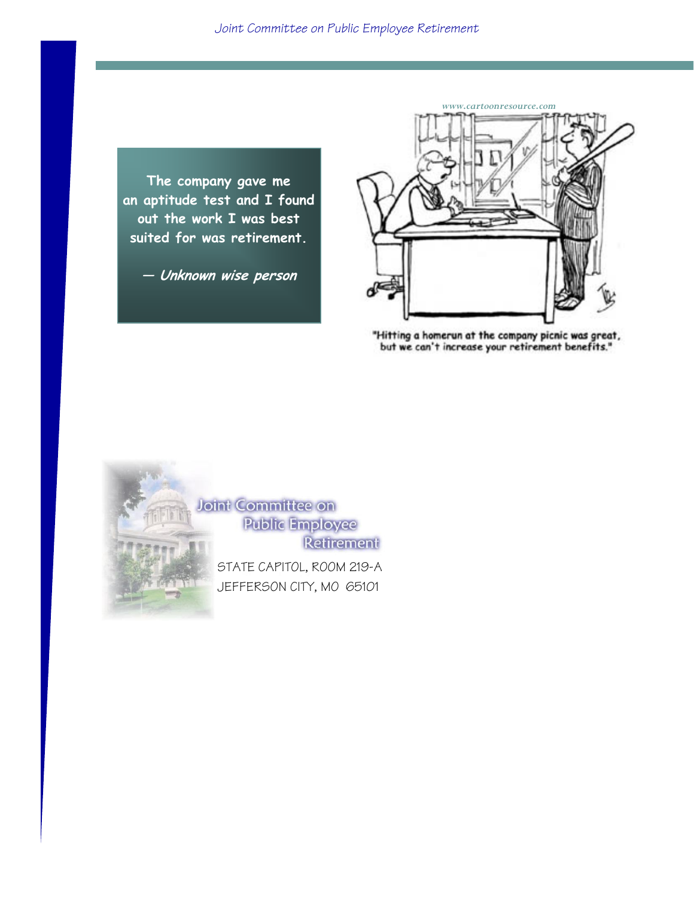The company gave me an aptitude test and I found out the work I was best suited for was retirement.

— *Unknown wise person*

www.cartoonresource.com

"Hitting a homerun at the company picnic was great, but we can't increase your retirement benefits."

Joint Committee on Public Employee Retirement

STATE CAPITOL, ROOM 219-A
JEFFERSON CITY, MO 65101